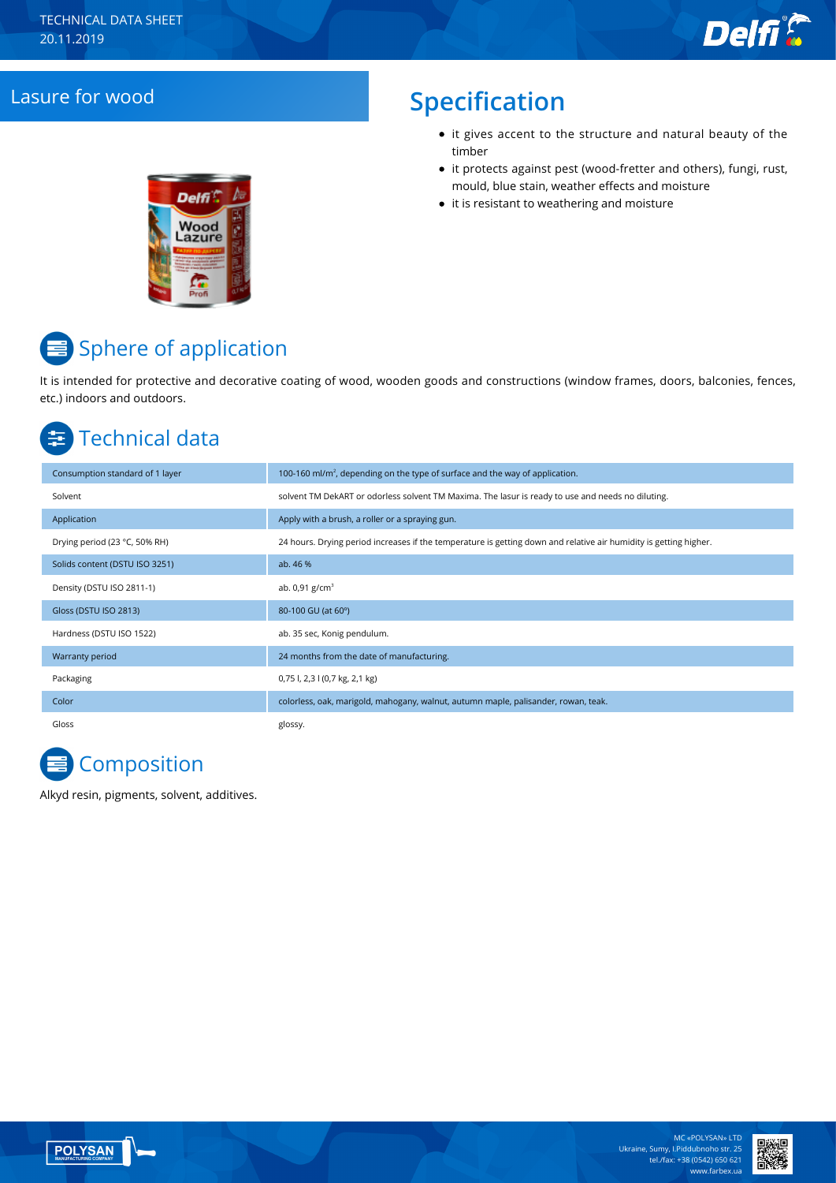TECHNICAL DATA SHEET
20.11.2019

## Lasure for wood

## Specification

- it gives accent to the structure and natural beauty of the timber
- it protects against pest (wood-fretter and others), fungi, rust, mould, blue stain, weather effects and moisture
- it is resistant to weathering and moisture

## Sphere of application

It is intended for protective and decorative coating of wood, wooden goods and constructions (window frames, doors, balconies, fences, etc.) indoors and outdoors.

## Technical data

| | |
|---|---|
| Consumption standard of 1 layer | 100-160 ml/m², depending on the type of surface and the way of application. |
| Solvent | solvent TM DekART or odorless solvent TM Maxima. The lasur is ready to use and needs no diluting. |
| Application | Apply with a brush, a roller or a spraying gun. |
| Drying period (23 °C, 50% RH) | 24 hours. Drying period increases if the temperature is getting down and relative air humidity is getting higher. |
| Solids content (DSTU ISO 3251) | ab. 46 % |
| Density (DSTU ISO 2811-1) | ab. 0,91 g/cm³ |
| Gloss (DSTU ISO 2813) | 80-100 GU (at 60º) |
| Hardness (DSTU ISO 1522) | ab. 35 sec, Konig pendulum. |
| Warranty period | 24 months from the date of manufacturing. |
| Packaging | 0,75 l, 2,3 l (0,7 kg, 2,1 kg) |
| Color | colorless, oak, marigold, mahogany, walnut, autumn maple, palisander, rowan, teak. |
| Gloss | glossy. |

## Composition

Alkyd resin, pigments, solvent, additives.

MC «POLYSAN» LTD
Ukraine, Sumy, I.Piddubnoho str. 25
tel./fax: +38 (0542) 650 621
www.farbex.ua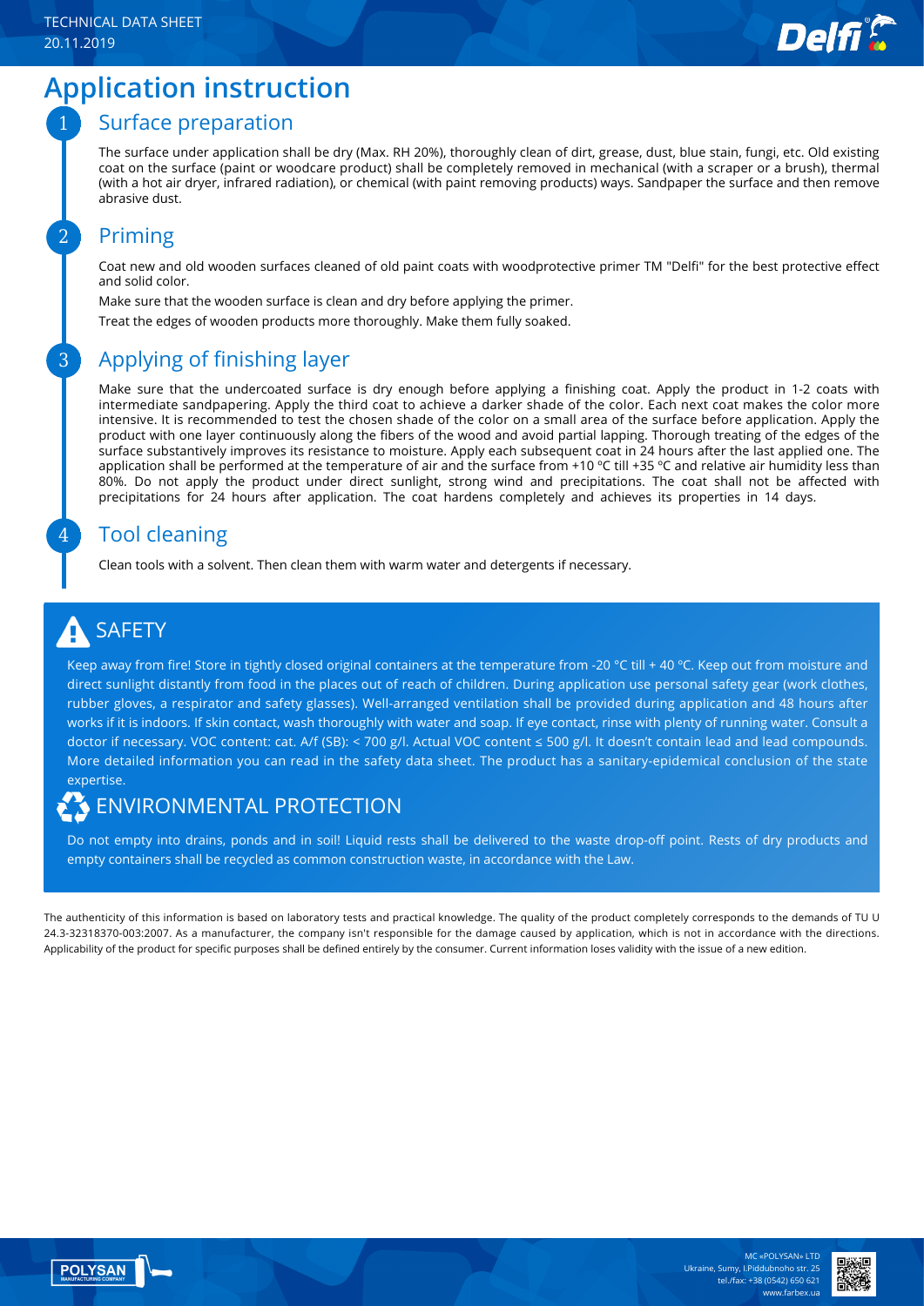# Application instruction

## 1 Surface preparation

The surface under application shall be dry (Max. RH 20%), thoroughly clean of dirt, grease, dust, blue stain, fungi, etc. Old existing coat on the surface (paint or woodcare product) shall be completely removed in mechanical (with a scraper or a brush), thermal (with a hot air dryer, infrared radiation), or chemical (with paint removing products) ways. Sandpaper the surface and then remove abrasive dust.

## 2 Priming

Coat new and old wooden surfaces cleaned of old paint coats with woodprotective primer TM "Delfi" for the best protective effect and solid color.

Make sure that the wooden surface is clean and dry before applying the primer.

Treat the edges of wooden products more thoroughly. Make them fully soaked.

## 3 Applying of finishing layer

Make sure that the undercoated surface is dry enough before applying a finishing coat. Apply the product in 1-2 coats with intermediate sandpapering. Apply the third coat to achieve a darker shade of the color. Each next coat makes the color more intensive. It is recommended to test the chosen shade of the color on a small area of the surface before application. Apply the product with one layer continuously along the fibers of the wood and avoid partial lapping. Thorough treating of the edges of the surface substantively improves its resistance to moisture. Apply each subsequent coat in 24 hours after the last applied one. The application shall be performed at the temperature of air and the surface from +10 ºC till +35 ºC and relative air humidity less than 80%. Do not apply the product under direct sunlight, strong wind and precipitations. The coat shall not be affected with precipitations for 24 hours after application. The coat hardens completely and achieves its properties in 14 days.

## 4 Tool cleaning

Clean tools with a solvent. Then clean them with warm water and detergents if necessary.

## SAFETY

Keep away from fire! Store in tightly closed original containers at the temperature from -20 °C till + 40 ºC. Keep out from moisture and direct sunlight distantly from food in the places out of reach of children. During application use personal safety gear (work clothes, rubber gloves, a respirator and safety glasses). Well-arranged ventilation shall be provided during application and 48 hours after works if it is indoors. If skin contact, wash thoroughly with water and soap. If eye contact, rinse with plenty of running water. Consult a doctor if necessary. VOC content: cat. A/f (SB): < 700 g/l. Actual VOC content ≤ 500 g/l. It doesn't contain lead and lead compounds. More detailed information you can read in the safety data sheet. The product has a sanitary-epidemical conclusion of the state expertise.

## ENVIRONMENTAL PROTECTION

Do not empty into drains, ponds and in soil! Liquid rests shall be delivered to the waste drop-off point. Rests of dry products and empty containers shall be recycled as common construction waste, in accordance with the Law.

The authenticity of this information is based on laboratory tests and practical knowledge. The quality of the product completely corresponds to the demands of TU U 24.3-32318370-003:2007. As a manufacturer, the company isn't responsible for the damage caused by application, which is not in accordance with the directions. Applicability of the product for specific purposes shall be defined entirely by the consumer. Current information loses validity with the issue of a new edition.

MC «POLYSAN» LTD
Ukraine, Sumy, I.Piddubnoho str. 25
tel./fax: +38 (0542) 650 621
www.farbex.ua